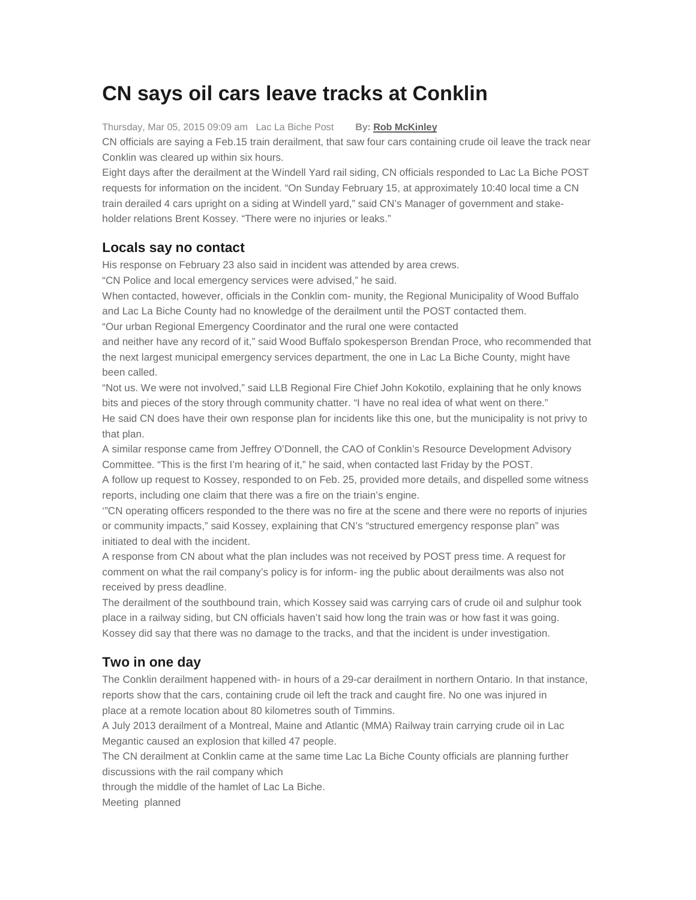# CN says oil cars leave tracks at Conklin

Thursday, Mar 05, 2015 09:09 am   Lac La Biche Post   **By: Rob McKinley**

CN officials are saying a Feb.15 train derailment, that saw four cars containing crude oil leave the track near Conklin was cleared up within six hours.

Eight days after the derailment at the Windell Yard rail siding, CN officials responded to Lac La Biche POST requests for information on the incident. "On Sunday February 15, at approximately 10:40 local time a CN train derailed 4 cars upright on a siding at Windell yard," said CN's Manager of government and stake-holder relations Brent Kossey. "There were no injuries or leaks."

## Locals say no contact

His response on February 23 also said in incident was attended by area crews.

"CN Police and local emergency services were advised," he said.

When contacted, however, officials in the Conklin com- munity, the Regional Municipality of Wood Buffalo and Lac La Biche County had no knowledge of the derailment until the POST contacted them.

"Our urban Regional Emergency Coordinator and the rural one were contacted and neither have any record of it," said Wood Buffalo spokesperson Brendan Proce, who recommended that the next largest municipal emergency services department, the one in Lac La Biche County, might have been called.

"Not us. We were not involved," said LLB Regional Fire Chief John Kokotilo, explaining that he only knows bits and pieces of the story through community chatter. "I have no real idea of what went on there."

He said CN does have their own response plan for incidents like this one, but the municipality is not privy to that plan.

A similar response came from Jeffrey O'Donnell, the CAO of Conklin's Resource Development Advisory Committee. "This is the first I'm hearing of it," he said, when contacted last Friday by the POST.

A follow up request to Kossey, responded to on Feb. 25, provided more details, and dispelled some witness reports, including one claim that there was a fire on the triain's engine.

'"CN operating officers responded to the there was no fire at the scene and there were no reports of injuries or community impacts," said Kossey, explaining that CN's "structured emergency response plan" was initiated to deal with the incident.

A response from CN about what the plan includes was not received by POST press time. A request for comment on what the rail company's policy is for inform- ing the public about derailments was also not received by press deadline.

The derailment of the southbound train, which Kossey said was carrying cars of crude oil and sulphur took place in a railway siding, but CN officials haven't said how long the train was or how fast it was going. Kossey did say that there was no damage to the tracks, and that the incident is under investigation.

## Two in one day

The Conklin derailment happened with- in hours of a 29-car derailment in northern Ontario. In that instance, reports show that the cars, containing crude oil left the track and caught fire. No one was injured in place at a remote location about 80 kilometres south of Timmins.

A July 2013 derailment of a Montreal, Maine and Atlantic (MMA) Railway train carrying crude oil in Lac Megantic caused an explosion that killed 47 people.

The CN derailment at Conklin came at the same time Lac La Biche County officials are planning further discussions with the rail company which through the middle of the hamlet of Lac La Biche.

Meeting planned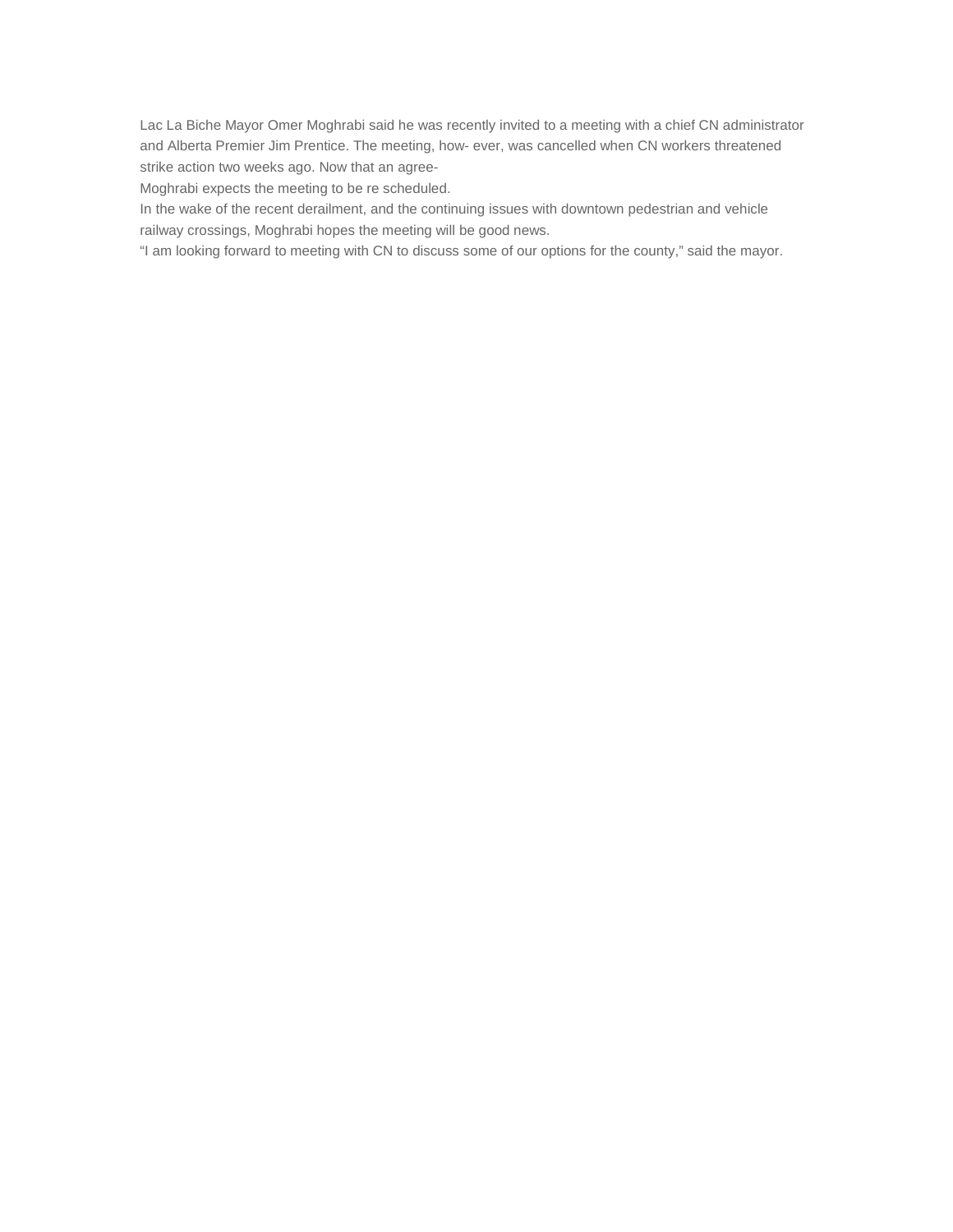Lac La Biche Mayor Omer Moghrabi said he was recently invited to a meeting with a chief CN administrator and Alberta Premier Jim Prentice. The meeting, how- ever, was cancelled when CN workers threatened strike action two weeks ago. Now that an agree-

Moghrabi expects the meeting to be re scheduled.

In the wake of the recent derailment, and the continuing issues with downtown pedestrian and vehicle railway crossings, Moghrabi hopes the meeting will be good news.

“I am looking forward to meeting with CN to discuss some of our options for the county,” said the mayor.